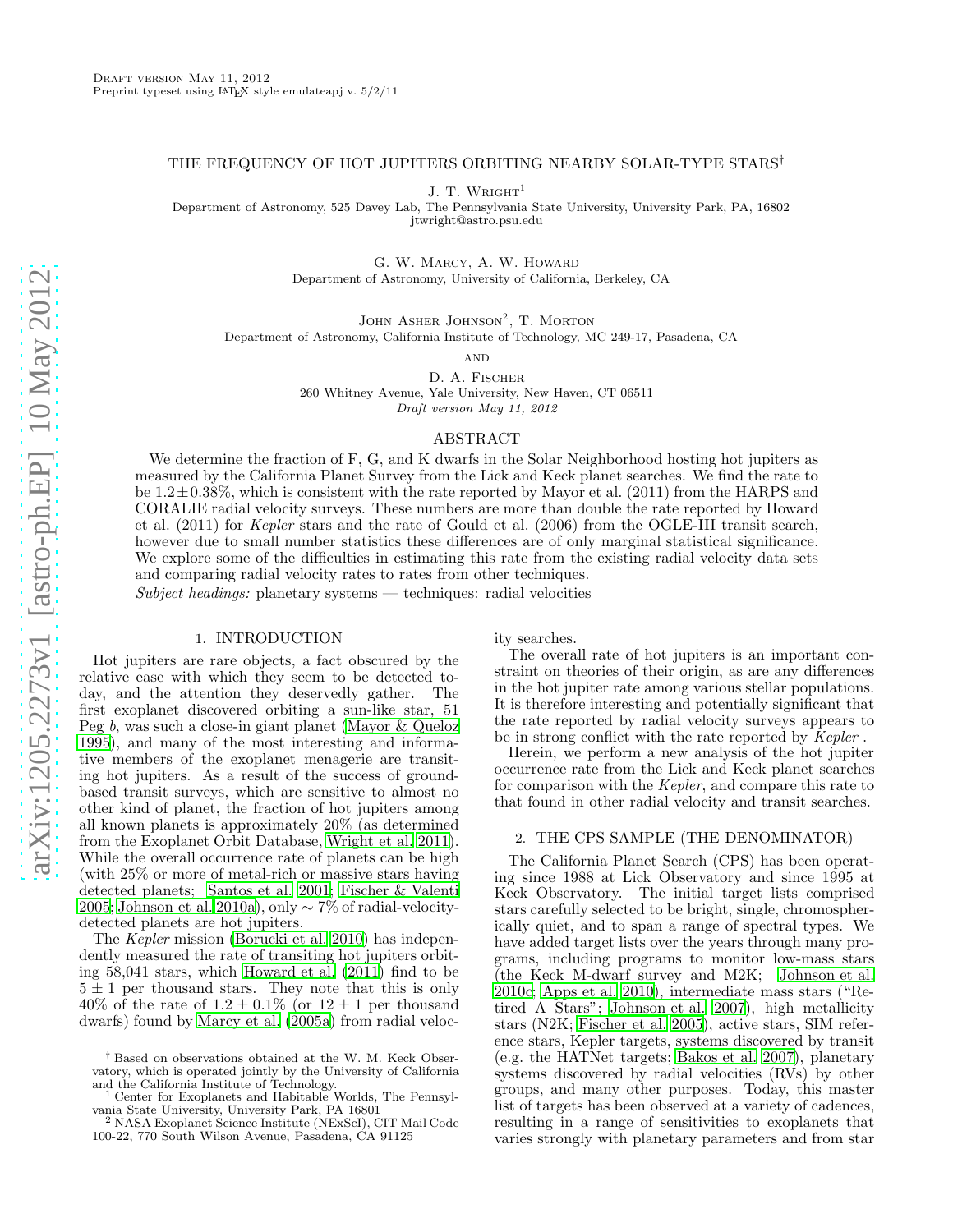Draft version May 11, 2012
Preprint typeset using LaTeX style emulateapj v. 5/2/11

# THE FREQUENCY OF HOT JUPITERS ORBITING NEARBY SOLAR-TYPE STARS[†]

J. T. Wright[1]
Department of Astronomy, 525 Davey Lab, The Pennsylvania State University, University Park, PA, 16802
jtwright@astro.psu.edu

G. W. Marcy, A. W. Howard
Department of Astronomy, University of California, Berkeley, CA

John Asher Johnson[2], T. Morton
Department of Astronomy, California Institute of Technology, MC 249-17, Pasadena, CA

and

D. A. Fischer
260 Whitney Avenue, Yale University, New Haven, CT 06511
*Draft version May 11, 2012*

## ABSTRACT

We determine the fraction of F, G, and K dwarfs in the Solar Neighborhood hosting hot jupiters as measured by the California Planet Survey from the Lick and Keck planet searches. We find the rate to be $1.2 \pm 0.38\%$, which is consistent with the rate reported by Mayor et al. (2011) from the HARPS and CORALIE radial velocity surveys. These numbers are more than double the rate reported by Howard et al. (2011) for *Kepler* stars and the rate of Gould et al. (2006) from the OGLE-III transit search, however due to small number statistics these differences are of only marginal statistical significance. We explore some of the difficulties in estimating this rate from the existing radial velocity data sets and comparing radial velocity rates to rates from other techniques.

*Subject headings:* planetary systems — techniques: radial velocities

## 1. INTRODUCTION

Hot jupiters are rare objects, a fact obscured by the relative ease with which they seem to be detected today, and the attention they deservedly gather. The first exoplanet discovered orbiting a sun-like star, 51 Peg *b*, was such a close-in giant planet (Mayor & Queloz 1995), and many of the most interesting and informative members of the exoplanet menagerie are transiting hot jupiters. As a result of the success of ground-based transit surveys, which are sensitive to almost no other kind of planet, the fraction of hot jupiters among all known planets is approximately 20% (as determined from the Exoplanet Orbit Database, Wright et al. 2011). While the overall occurrence rate of planets can be high (with 25% or more of metal-rich or massive stars having detected planets; Santos et al. 2001; Fischer & Valenti 2005; Johnson et al. 2010a), only $\sim 7\%$ of radial-velocity-detected planets are hot jupiters.

The *Kepler* mission (Borucki et al. 2010) has independently measured the rate of transiting hot jupiters orbiting 58,041 stars, which Howard et al. (2011) find to be $5 \pm 1$ per thousand stars. They note that this is only 40% of the rate of $1.2 \pm 0.1\%$ (or $12 \pm 1$ per thousand dwarfs) found by Marcy et al. (2005a) from radial velocity searches.

The overall rate of hot jupiters is an important constraint on theories of their origin, as are any differences in the hot jupiter rate among various stellar populations. It is therefore interesting and potentially significant that the rate reported by radial velocity surveys appears to be in strong conflict with the rate reported by *Kepler* .

Herein, we perform a new analysis of the hot jupiter occurrence rate from the Lick and Keck planet searches for comparison with the *Kepler*, and compare this rate to that found in other radial velocity and transit searches.

## 2. THE CPS SAMPLE (THE DENOMINATOR)

The California Planet Search (CPS) has been operating since 1988 at Lick Observatory and since 1995 at Keck Observatory. The initial target lists comprised stars carefully selected to be bright, single, chromospherically quiet, and to span a range of spectral types. We have added target lists over the years through many programs, including programs to monitor low-mass stars (the Keck M-dwarf survey and M2K; Johnson et al. 2010c; Apps et al. 2010), intermediate mass stars ("Retired A Stars"; Johnson et al. 2007), high metallicity stars (N2K; Fischer et al. 2005), active stars, SIM reference stars, Kepler targets, systems discovered by transit (e.g. the HATNet targets; Bakos et al. 2007), planetary systems discovered by radial velocities (RVs) by other groups, and many other purposes. Today, this master list of targets has been observed at a variety of cadences, resulting in a range of sensitivities to exoplanets that varies strongly with planetary parameters and from star

[†] Based on observations obtained at the W. M. Keck Observatory, which is operated jointly by the University of California and the California Institute of Technology.
[1] Center for Exoplanets and Habitable Worlds, The Pennsylvania State University, University Park, PA 16801
[2] NASA Exoplanet Science Institute (NExScI), CIT Mail Code 100-22, 770 South Wilson Avenue, Pasadena, CA 91125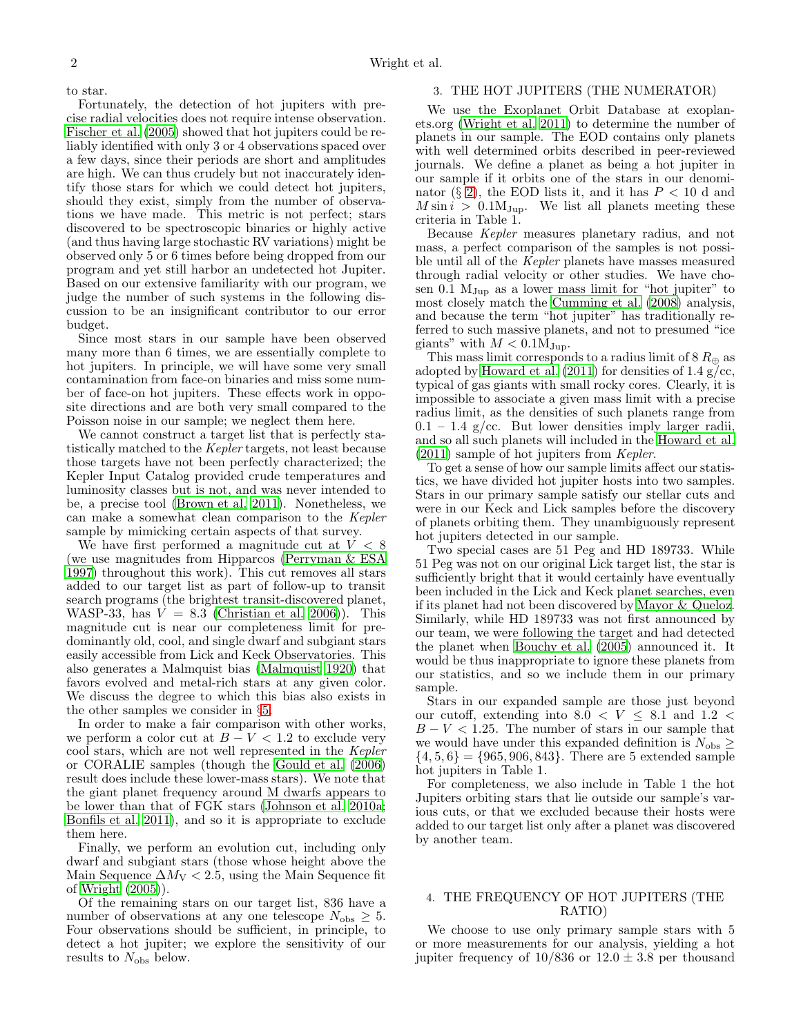to star.

Fortunately, the detection of hot jupiters with precise radial velocities does not require intense observation. Fischer et al. (2005) showed that hot jupiters could be reliably identified with only 3 or 4 observations spaced over a few days, since their periods are short and amplitudes are high. We can thus crudely but not inaccurately identify those stars for which we could detect hot jupiters, should they exist, simply from the number of observations we have made. This metric is not perfect; stars discovered to be spectroscopic binaries or highly active (and thus having large stochastic RV variations) might be observed only 5 or 6 times before being dropped from our program and yet still harbor an undetected hot Jupiter. Based on our extensive familiarity with our program, we judge the number of such systems in the following discussion to be an insignificant contributor to our error budget.

Since most stars in our sample have been observed many more than 6 times, we are essentially complete to hot jupiters. In principle, we will have some very small contamination from face-on binaries and miss some number of face-on hot jupiters. These effects work in opposite directions and are both very small compared to the Poisson noise in our sample; we neglect them here.

We cannot construct a target list that is perfectly statistically matched to the *Kepler* targets, not least because those targets have not been perfectly characterized; the Kepler Input Catalog provided crude temperatures and luminosity classes but is not, and was never intended to be, a precise tool (Brown et al. 2011). Nonetheless, we can make a somewhat clean comparison to the *Kepler* sample by mimicking certain aspects of that survey.

We have first performed a magnitude cut at $V < 8$ (we use magnitudes from Hipparcos (Perryman & ESA 1997) throughout this work). This cut removes all stars added to our target list as part of follow-up to transit search programs (the brightest transit-discovered planet, WASP-33, has $V = 8.3$ (Christian et al. 2006)). This magnitude cut is near our completeness limit for predominantly old, cool, and single dwarf and subgiant stars easily accessible from Lick and Keck Observatories. This also generates a Malmquist bias (Malmquist 1920) that favors evolved and metal-rich stars at any given color. We discuss the degree to which this bias also exists in the other samples we consider in §5.

In order to make a fair comparison with other works, we perform a color cut at $B-V < 1.2$ to exclude very cool stars, which are not well represented in the *Kepler* or CORALIE samples (though the Gould et al. (2006) result does include these lower-mass stars). We note that the giant planet frequency around M dwarfs appears to be lower than that of FGK stars (Johnson et al. 2010a; Bonfils et al. 2011), and so it is appropriate to exclude them here.

Finally, we perform an evolution cut, including only dwarf and subgiant stars (those whose height above the Main Sequence $\Delta M_{\rm V} < 2.5$, using the Main Sequence fit of Wright (2005)).

Of the remaining stars on our target list, 836 have a number of observations at any one telescope $N_{\rm obs} \geq 5$. Four observations should be sufficient, in principle, to detect a hot jupiter; we explore the sensitivity of our results to $N_{\rm obs}$ below.

## 3. THE HOT JUPITERS (THE NUMERATOR)

We use the Exoplanet Orbit Database at exoplanets.org (Wright et al. 2011) to determine the number of planets in our sample. The EOD contains only planets with well determined orbits described in peer-reviewed journals. We define a planet as being a hot jupiter in our sample if it orbits one of the stars in our denominator (§ 2), the EOD lists it, and it has $P < 10$ d and $M \sin i > 0.1 \mathrm{M_{Jup}}$. We list all planets meeting these criteria in Table 1.

Because *Kepler* measures planetary radius, and not mass, a perfect comparison of the samples is not possible until all of the *Kepler* planets have masses measured through radial velocity or other studies. We have chosen 0.1 $\mathrm{M_{Jup}}$ as a lower mass limit for "hot jupiter" to most closely match the Cumming et al. (2008) analysis, and because the term "hot jupiter" has traditionally referred to such massive planets, and not to presumed "ice giants" with $M < 0.1 \mathrm{M_{Jup}}$.

This mass limit corresponds to a radius limit of 8 $R_\oplus$ as adopted by Howard et al. (2011) for densities of 1.4 g/cc, typical of gas giants with small rocky cores. Clearly, it is impossible to associate a given mass limit with a precise radius limit, as the densities of such planets range from 0.1 – 1.4 g/cc. But lower densities imply larger radii, and so all such planets will included in the Howard et al. (2011) sample of hot jupiters from *Kepler*.

To get a sense of how our sample limits affect our statistics, we have divided hot jupiter hosts into two samples. Stars in our primary sample satisfy our stellar cuts and were in our Keck and Lick samples before the discovery of planets orbiting them. They unambiguously represent hot jupiters detected in our sample.

Two special cases are 51 Peg and HD 189733. While 51 Peg was not on our original Lick target list, the star is sufficiently bright that it would certainly have eventually been included in the Lick and Keck planet searches, even if its planet had not been discovered by Mayor & Queloz. Similarly, while HD 189733 was not first announced by our team, we were following the target and had detected the planet when Bouchy et al. (2005) announced it. It would be thus inappropriate to ignore these planets from our statistics, and so we include them in our primary sample.

Stars in our expanded sample are those just beyond our cutoff, extending into $8.0 < V \leq 8.1$ and $1.2 < B-V < 1.25$. The number of stars in our sample that we would have under this expanded definition is $N_{\rm obs} \geq \{4, 5, 6\} = \{965, 906, 843\}$. There are 5 extended sample hot jupiters in Table 1.

For completeness, we also include in Table 1 the hot Jupiters orbiting stars that lie outside our sample's various cuts, or that we excluded because their hosts were added to our target list only after a planet was discovered by another team.

## 4. THE FREQUENCY OF HOT JUPITERS (THE RATIO)

We choose to use only primary sample stars with 5 or more measurements for our analysis, yielding a hot jupiter frequency of 10/836 or $12.0 \pm 3.8$ per thousand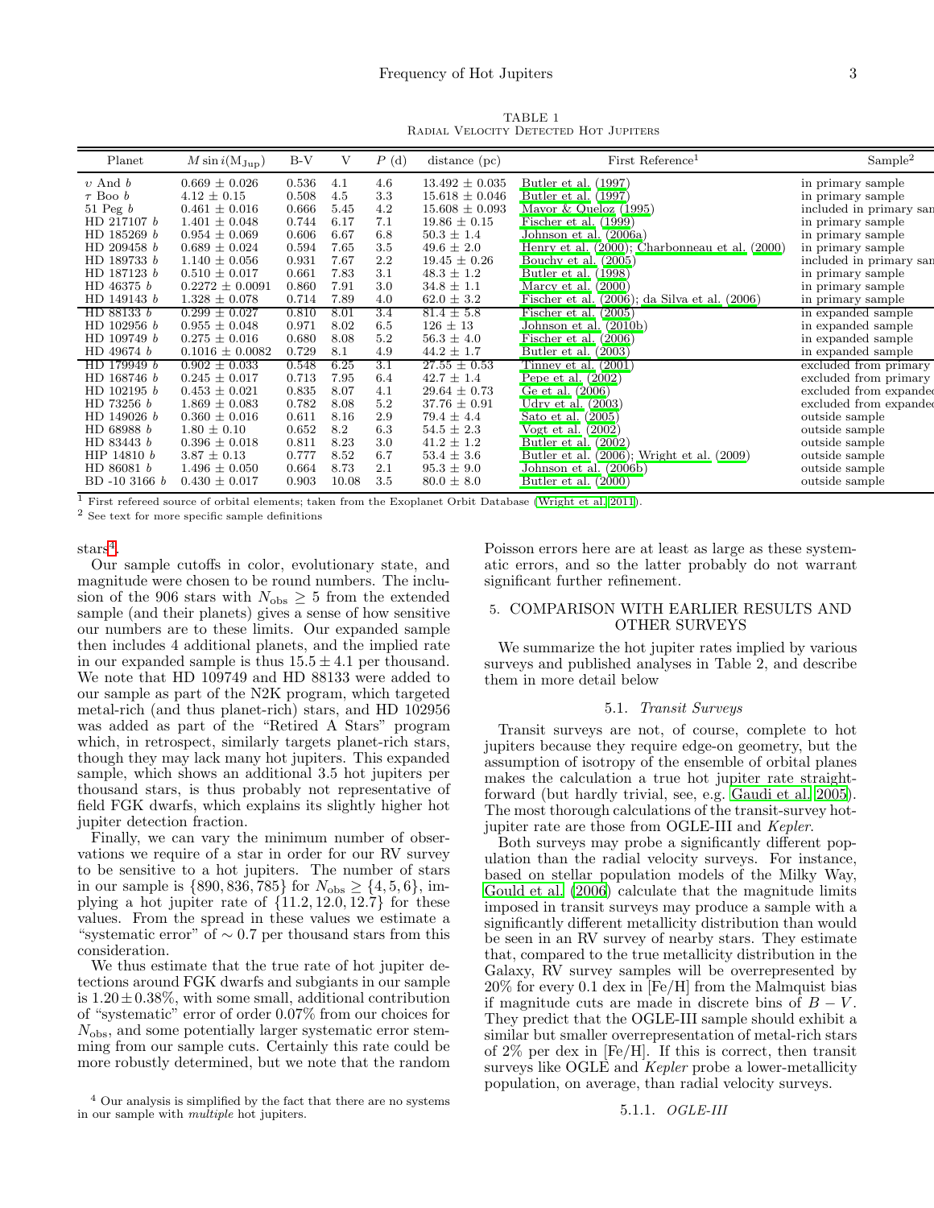TABLE 1
Radial Velocity Detected Hot Jupiters

| Planet | $M \sin i (M_{Jup})$ | B-V | V | $P$ (d) | distance (pc) | First Reference[1] | Sample[2] |
|---|---|---|---|---|---|---|---|
| $\upsilon$ And *b* | $0.669 \pm 0.026$ | 0.536 | 4.1 | 4.6 | $13.492 \pm 0.035$ | Butler et al. (1997) | in primary sample |
| $\tau$ Boo *b* | $4.12 \pm 0.15$ | 0.508 | 4.5 | 3.3 | $15.618 \pm 0.046$ | Butler et al. (1997) | in primary sample |
| 51 Peg *b* | $0.461 \pm 0.016$ | 0.666 | 5.45 | 4.2 | $15.608 \pm 0.093$ | Mayor & Queloz (1995) | included in primary sam |
| HD 217107 *b* | $1.401 \pm 0.048$ | 0.744 | 6.17 | 7.1 | $19.86 \pm 0.15$ | Fischer et al. (1999) | in primary sample |
| HD 185269 *b* | $0.954 \pm 0.069$ | 0.606 | 6.67 | 6.8 | $50.3 \pm 1.4$ | Johnson et al. (2006a) | in primary sample |
| HD 209458 *b* | $0.689 \pm 0.024$ | 0.594 | 7.65 | 3.5 | $49.6 \pm 2.0$ | Henry et al. (2000); Charbonneau et al. (2000) | in primary sample |
| HD 189733 *b* | $1.140 \pm 0.056$ | 0.931 | 7.67 | 2.2 | $19.45 \pm 0.26$ | Bouchy et al. (2005) | included in primary sam |
| HD 187123 *b* | $0.510 \pm 0.017$ | 0.661 | 7.83 | 3.1 | $48.3 \pm 1.2$ | Butler et al. (1998) | in primary sample |
| HD 46375 *b* | $0.2272 \pm 0.0091$ | 0.860 | 7.91 | 3.0 | $34.8 \pm 1.1$ | Marcy et al. (2000) | in primary sample |
| HD 149143 *b* | $1.328 \pm 0.078$ | 0.714 | 7.89 | 4.0 | $62.0 \pm 3.2$ | Fischer et al. (2006); da Silva et al. (2006) | in primary sample |
| HD 88133 *b* | $0.299 \pm 0.027$ | 0.810 | 8.01 | 3.4 | $81.4 \pm 5.8$ | Fischer et al. (2005) | in expanded sample |
| HD 102956 *b* | $0.955 \pm 0.048$ | 0.971 | 8.02 | 6.5 | $126 \pm 13$ | Johnson et al. (2010b) | in expanded sample |
| HD 109749 *b* | $0.275 \pm 0.016$ | 0.680 | 8.08 | 5.2 | $56.3 \pm 4.0$ | Fischer et al. (2006) | in expanded sample |
| HD 49674 *b* | $0.1016 \pm 0.0082$ | 0.729 | 8.1 | 4.9 | $44.2 \pm 1.7$ | Butler et al. (2003) | in expanded sample |
| HD 179949 *b* | $0.902 \pm 0.033$ | 0.548 | 6.25 | 3.1 | $27.55 \pm 0.53$ | Tinney et al. (2001) | excluded from primary |
| HD 168746 *b* | $0.245 \pm 0.017$ | 0.713 | 7.95 | 6.4 | $42.7 \pm 1.4$ | Pepe et al. (2002) | excluded from primary |
| HD 102195 *b* | $0.453 \pm 0.021$ | 0.835 | 8.07 | 4.1 | $29.64 \pm 0.73$ | Ge et al. (2006) | excluded from expanded |
| HD 73256 *b* | $1.869 \pm 0.083$ | 0.782 | 8.08 | 5.2 | $37.76 \pm 0.91$ | Udry et al. (2003) | excluded from expanded |
| HD 149026 *b* | $0.360 \pm 0.016$ | 0.611 | 8.16 | 2.9 | $79.4 \pm 4.4$ | Sato et al. (2005) | outside sample |
| HD 68988 *b* | $1.80 \pm 0.10$ | 0.652 | 8.2 | 6.3 | $54.5 \pm 2.3$ | Vogt et al. (2002) | outside sample |
| HD 83443 *b* | $0.396 \pm 0.018$ | 0.811 | 8.23 | 3.0 | $41.2 \pm 1.2$ | Butler et al. (2002) | outside sample |
| HIP 14810 *b* | $3.87 \pm 0.13$ | 0.777 | 8.52 | 6.7 | $53.4 \pm 3.6$ | Butler et al. (2006); Wright et al. (2009) | outside sample |
| HD 86081 *b* | $1.496 \pm 0.050$ | 0.664 | 8.73 | 2.1 | $95.3 \pm 9.0$ | Johnson et al. (2006b) | outside sample |
| BD -10 3166 *b* | $0.430 \pm 0.017$ | 0.903 | 10.08 | 3.5 | $80.0 \pm 8.0$ | Butler et al. (2000) | outside sample |

[1] First refereed source of orbital elements; taken from the Exoplanet Orbit Database (Wright et al. 2011).
[2] See text for more specific sample definitions

stars[4].

Our sample cutoffs in color, evolutionary state, and magnitude were chosen to be round numbers. The inclusion of the 906 stars with $N_{\rm obs} \geq 5$ from the extended sample (and their planets) gives a sense of how sensitive our numbers are to these limits. Our expanded sample then includes 4 additional planets, and the implied rate in our expanded sample is thus $15.5 \pm 4.1$ per thousand. We note that HD 109749 and HD 88133 were added to our sample as part of the N2K program, which targeted metal-rich (and thus planet-rich) stars, and HD 102956 was added as part of the "Retired A Stars" program which, in retrospect, similarly targets planet-rich stars, though they may lack many hot jupiters. This expanded sample, which shows an additional 3.5 hot jupiters per thousand stars, is thus probably not representative of field FGK dwarfs, which explains its slightly higher hot jupiter detection fraction.

Finally, we can vary the minimum number of observations we require of a star in order for our RV survey to be sensitive to a hot jupiters. The number of stars in our sample is $\{890, 836, 785\}$ for $N_{\rm obs} \geq \{4, 5, 6\}$, implying a hot jupiter rate of $\{11.2, 12.0, 12.7\}$ for these values. From the spread in these values we estimate a "systematic error" of $\sim 0.7$ per thousand stars from this consideration.

We thus estimate that the true rate of hot jupiter detections around FGK dwarfs and subgiants in our sample is $1.20 \pm 0.38\%$, with some small, additional contribution of "systematic" error of order 0.07% from our choices for $N_{\rm obs}$, and some potentially larger systematic error stemming from our sample cuts. Certainly this rate could be more robustly determined, but we note that the random Poisson errors here are at least as large as these systematic errors, and so the latter probably do not warrant significant further refinement.

[4] Our analysis is simplified by the fact that there are no systems in our sample with *multiple* hot jupiters.

## 5. COMPARISON WITH EARLIER RESULTS AND OTHER SURVEYS

We summarize the hot jupiter rates implied by various surveys and published analyses in Table 2, and describe them in more detail below

### 5.1. *Transit Surveys*

Transit surveys are not, of course, complete to hot jupiters because they require edge-on geometry, but the assumption of isotropy of the ensemble of orbital planes makes the calculation a true hot jupiter rate straightforward (but hardly trivial, see, e.g. Gaudi et al. 2005). The most thorough calculations of the transit-survey hot-jupiter rate are those from OGLE-III and *Kepler*.

Both surveys may probe a significantly different population than the radial velocity surveys. For instance, based on stellar population models of the Milky Way, Gould et al. (2006) calculate that the magnitude limits imposed in transit surveys may produce a sample with a significantly different metallicity distribution than would be seen in an RV survey of nearby stars. They estimate that, compared to the true metallicity distribution in the Galaxy, RV survey samples will be overrepresented by 20% for every 0.1 dex in [Fe/H] from the Malmquist bias if magnitude cuts are made in discrete bins of $B - V$. They predict that the OGLE-III sample should exhibit a similar but smaller overrepresentation of metal-rich stars of 2% per dex in [Fe/H]. If this is correct, then transit surveys like OGLE and *Kepler* probe a lower-metallicity population, on average, than radial velocity surveys.

#### 5.1.1. *OGLE-III*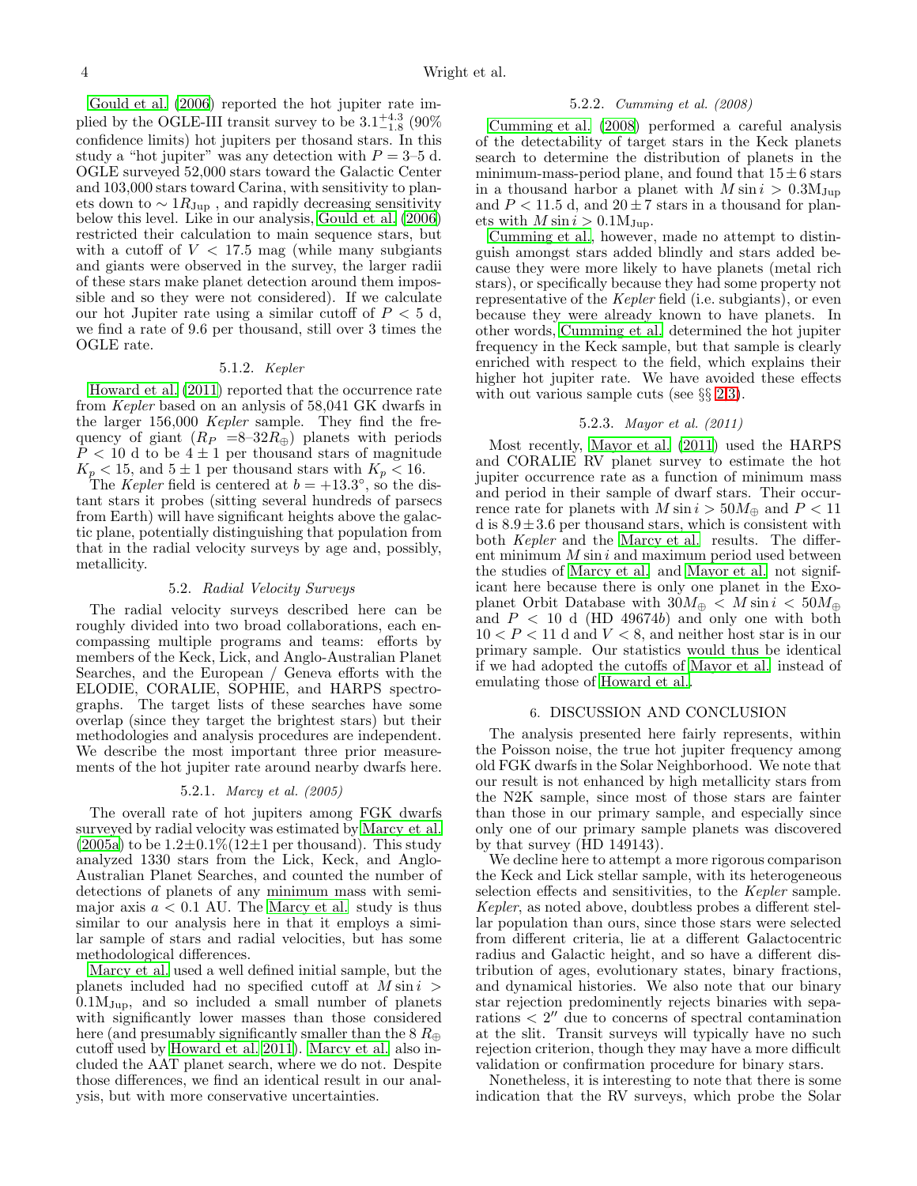Gould et al. (2006) reported the hot jupiter rate implied by the OGLE-III transit survey to be $3.1^{+4.3}_{-1.8}$ (90% confidence limits) hot jupiters per thosand stars. In this study a "hot jupiter" was any detection with $P = 3$–5 d. OGLE surveyed 52,000 stars toward the Galactic Center and 103,000 stars toward Carina, with sensitivity to planets down to $\sim 1R_{\rm Jup}$ , and rapidly decreasing sensitivity below this level. Like in our analysis, Gould et al. (2006) restricted their calculation to main sequence stars, but with a cutoff of $V < 17.5$ mag (while many subgiants and giants were observed in the survey, the larger radii of these stars make planet detection around them impossible and so they were not considered). If we calculate our hot Jupiter rate using a similar cutoff of $P < 5$ d, we find a rate of 9.6 per thousand, still over 3 times the OGLE rate.

#### 5.1.2. *Kepler*

Howard et al. (2011) reported that the occurrence rate from *Kepler* based on an anlysis of 58,041 GK dwarfs in the larger 156,000 *Kepler* sample. They find the frequency of giant ($R_P$ =8–32$R_\oplus$) planets with periods $P < 10$ d to be $4 \pm 1$ per thousand stars of magnitude $K_p < 15$, and $5 \pm 1$ per thousand stars with $K_p < 16$.

The *Kepler* field is centered at $b = +13.3^\circ$, so the distant stars it probes (sitting several hundreds of parsecs from Earth) will have significant heights above the galactic plane, potentially distinguishing that population from that in the radial velocity surveys by age and, possibly, metallicity.

### 5.2. *Radial Velocity Surveys*

The radial velocity surveys described here can be roughly divided into two broad collaborations, each encompassing multiple programs and teams: efforts by members of the Keck, Lick, and Anglo-Australian Planet Searches, and the European / Geneva efforts with the ELODIE, CORALIE, SOPHIE, and HARPS spectrographs. The target lists of these searches have some overlap (since they target the brightest stars) but their methodologies and analysis procedures are independent. We describe the most important three prior measurements of the hot jupiter rate around nearby dwarfs here.

#### 5.2.1. *Marcy et al. (2005)*

The overall rate of hot jupiters among FGK dwarfs surveyed by radial velocity was estimated by Marcy et al. (2005a) to be 1.2±0.1%(12±1 per thousand). This study analyzed 1330 stars from the Lick, Keck, and Anglo-Australian Planet Searches, and counted the number of detections of planets of any minimum mass with semimajor axis $a < 0.1$ AU. The Marcy et al. study is thus similar to our analysis here in that it employs a similar sample of stars and radial velocities, but has some methodological differences.

Marcy et al. used a well defined initial sample, but the planets included had no specified cutoff at $M \sin i > 0.1{\rm M_{Jup}}$, and so included a small number of planets with significantly lower masses than those considered here (and presumably significantly smaller than the 8 $R_\oplus$ cutoff used by Howard et al. 2011). Marcy et al. also included the AAT planet search, where we do not. Despite those differences, we find an identical result in our analysis, but with more conservative uncertainties.

#### 5.2.2. *Cumming et al. (2008)*

Cumming et al. (2008) performed a careful analysis of the detectability of target stars in the Keck planets search to determine the distribution of planets in the minimum-mass-period plane, and found that $15 \pm 6$ stars in a thousand harbor a planet with $M \sin i > 0.3{\rm M_{Jup}}$ and $P < 11.5$ d, and $20 \pm 7$ stars in a thousand for planets with $M \sin i > 0.1{\rm M_{Jup}}$.

Cumming et al., however, made no attempt to distinguish amongst stars added blindly and stars added because they were more likely to have planets (metal rich stars), or specifically because they had some property not representative of the *Kepler* field (i.e. subgiants), or even because they were already known to have planets. In other words, Cumming et al. determined the hot jupiter frequency in the Keck sample, but that sample is clearly enriched with respect to the field, which explains their higher hot jupiter rate. We have avoided these effects with out various sample cuts (see §§ 2-3).

#### 5.2.3. *Mayor et al. (2011)*

Most recently, Mayor et al. (2011) used the HARPS and CORALIE RV planet survey to estimate the hot jupiter occurrence rate as a function of minimum mass and period in their sample of dwarf stars. Their occurrence rate for planets with $M \sin i > 50M_\oplus$ and $P < 11$ d is $8.9 \pm 3.6$ per thousand stars, which is consistent with both *Kepler* and the Marcy et al. results. The different minimum $M \sin i$ and maximum period used between the studies of Marcy et al. and Mayor et al. not significant here because there is only one planet in the Exoplanet Orbit Database with $30M_\oplus < M \sin i < 50M_\oplus$ and $P < 10$ d (HD 49674*b*) and only one with both $10 < P < 11$ d and $V < 8$, and neither host star is in our primary sample. Our statistics would thus be identical if we had adopted the cutoffs of Mayor et al. instead of emulating those of Howard et al..

## 6. DISCUSSION AND CONCLUSION

The analysis presented here fairly represents, within the Poisson noise, the true hot jupiter frequency among old FGK dwarfs in the Solar Neighborhood. We note that our result is not enhanced by high metallicity stars from the N2K sample, since most of those stars are fainter than those in our primary sample, and especially since only one of our primary sample planets was discovered by that survey (HD 149143).

We decline here to attempt a more rigorous comparison the Keck and Lick stellar sample, with its heterogeneous selection effects and sensitivities, to the *Kepler* sample. *Kepler*, as noted above, doubtless probes a different stellar population than ours, since those stars were selected from different criteria, lie at a different Galactocentric radius and Galactic height, and so have a different distribution of ages, evolutionary states, binary fractions, and dynamical histories. We also note that our binary star rejection predominently rejects binaries with separations $< 2''$ due to concerns of spectral contamination at the slit. Transit surveys will typically have no such rejection criterion, though they may have a more difficult validation or confirmation procedure for binary stars.

Nonetheless, it is interesting to note that there is some indication that the RV surveys, which probe the Solar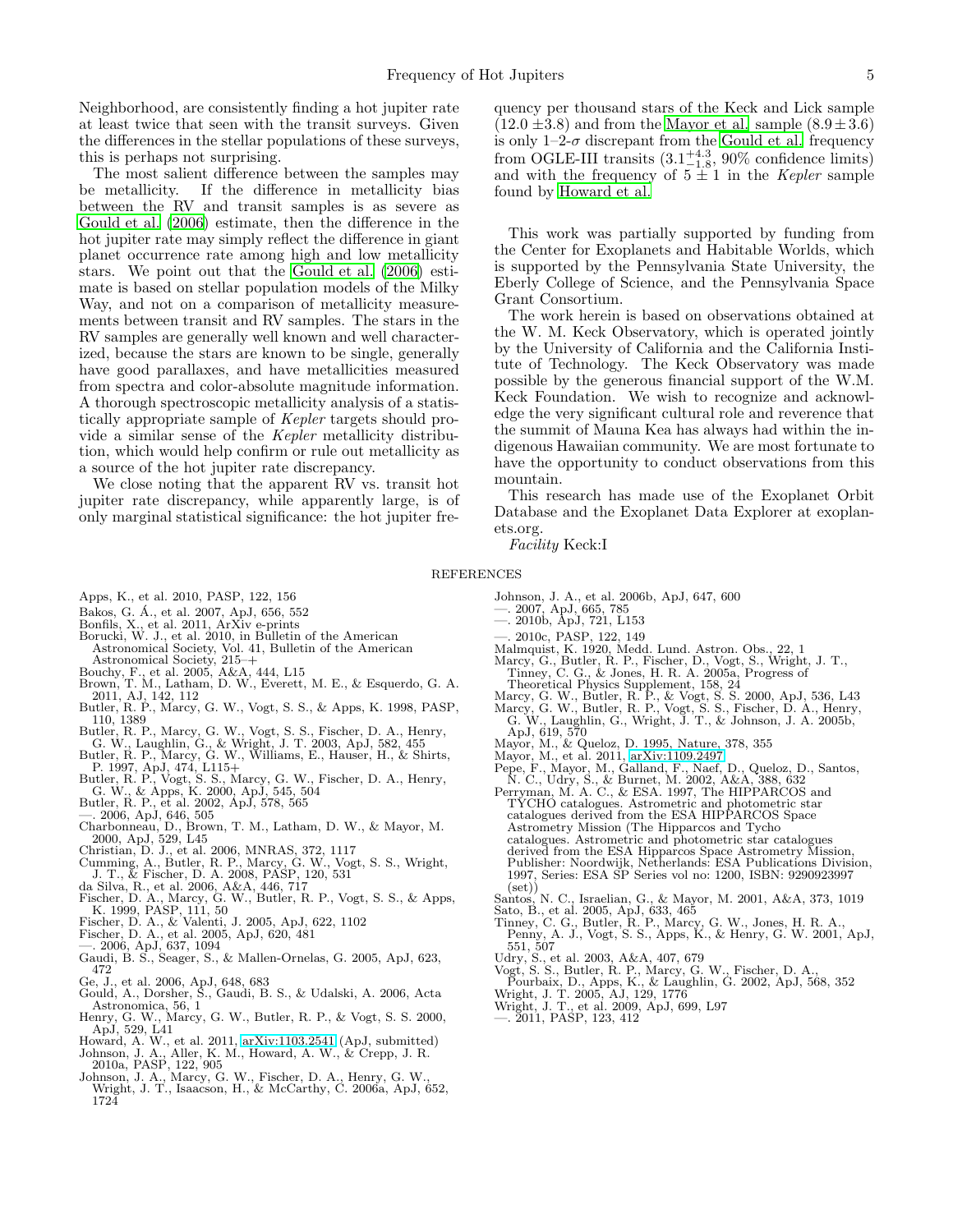Neighborhood, are consistently finding a hot jupiter rate at least twice that seen with the transit surveys. Given the differences in the stellar populations of these surveys, this is perhaps not surprising.

The most salient difference between the samples may be metallicity. If the difference in metallicity bias between the RV and transit samples is as severe as Gould et al. (2006) estimate, then the difference in the hot jupiter rate may simply reflect the difference in giant planet occurrence rate among high and low metallicity stars. We point out that the Gould et al. (2006) estimate is based on stellar population models of the Milky Way, and not on a comparison of metallicity measurements between transit and RV samples. The stars in the RV samples are generally well known and well characterized, because the stars are known to be single, generally have good parallaxes, and have metallicities measured from spectra and color-absolute magnitude information. A thorough spectroscopic metallicity analysis of a statistically appropriate sample of *Kepler* targets should provide a similar sense of the *Kepler* metallicity distribution, which would help confirm or rule out metallicity as a source of the hot jupiter rate discrepancy.

We close noting that the apparent RV vs. transit hot jupiter rate discrepancy, while apparently large, is of only marginal statistical significance: the hot jupiter frequency per thousand stars of the Keck and Lick sample ($12.0 \pm 3.8$) and from the Mayor et al. sample ($8.9 \pm 3.6$) is only 1–2-$\sigma$ discrepant from the Gould et al. frequency from OGLE-III transits ($3.1^{+4.3}_{-1.8}$, 90% confidence limits) and with the frequency of $5 \pm 1$ in the *Kepler* sample found by Howard et al.

This work was partially supported by funding from the Center for Exoplanets and Habitable Worlds, which is supported by the Pennsylvania State University, the Eberly College of Science, and the Pennsylvania Space Grant Consortium.

The work herein is based on observations obtained at the W. M. Keck Observatory, which is operated jointly by the University of California and the California Institute of Technology. The Keck Observatory was made possible by the generous financial support of the W.M. Keck Foundation. We wish to recognize and acknowledge the very significant cultural role and reverence that the summit of Mauna Kea has always had within the indigenous Hawaiian community. We are most fortunate to have the opportunity to conduct observations from this mountain.

This research has made use of the Exoplanet Orbit Database and the Exoplanet Data Explorer at exoplanets.org.

*Facility* Keck:I

## REFERENCES

Apps, K., et al. 2010, PASP, 122, 156
Bakos, G. Á., et al. 2007, ApJ, 656, 552
Bonfils, X., et al. 2011, ArXiv e-prints
Borucki, W. J., et al. 2010, in Bulletin of the American Astronomical Society, Vol. 41, Bulletin of the American Astronomical Society, 215–+
Bouchy, F., et al. 2005, A&A, 444, L15
Brown, T. M., Latham, D. W., Everett, M. E., & Esquerdo, G. A. 2011, AJ, 142, 112
Butler, R. P., Marcy, G. W., Vogt, S. S., & Apps, K. 1998, PASP, 110, 1389
Butler, R. P., Marcy, G. W., Vogt, S. S., Fischer, D. A., Henry, G. W., Laughlin, G., & Wright, J. T. 2003, ApJ, 582, 455
Butler, R. P., Marcy, G. W., Williams, E., Hauser, H., & Shirts, P. 1997, ApJ, 474, L115+
Butler, R. P., Vogt, S. S., Marcy, G. W., Fischer, D. A., Henry, G. W., & Apps, K. 2000, ApJ, 545, 504
Butler, R. P., et al. 2002, ApJ, 578, 565
—. 2006, ApJ, 646, 505
Charbonneau, D., Brown, T. M., Latham, D. W., & Mayor, M. 2000, ApJ, 529, L45
Christian, D. J., et al. 2006, MNRAS, 372, 1117
Cumming, A., Butler, R. P., Marcy, G. W., Vogt, S. S., Wright, J. T., & Fischer, D. A. 2008, PASP, 120, 531
da Silva, R., et al. 2006, A&A, 446, 717
Fischer, D. A., Marcy, G. W., Butler, R. P., Vogt, S. S., & Apps, K. 1999, PASP, 111, 50
Fischer, D. A., & Valenti, J. 2005, ApJ, 622, 1102
Fischer, D. A., et al. 2005, ApJ, 620, 481
—. 2006, ApJ, 637, 1094
Gaudi, B. S., Seager, S., & Mallen-Ornelas, G. 2005, ApJ, 623, 472
Ge, J., et al. 2006, ApJ, 648, 683
Gould, A., Dorsher, S., Gaudi, B. S., & Udalski, A. 2006, Acta Astronomica, 56, 1
Henry, G. W., Marcy, G. W., Butler, R. P., & Vogt, S. S. 2000, ApJ, 529, L41
Howard, A. W., et al. 2011, arXiv:1103.2541 (ApJ, submitted)
Johnson, J. A., Aller, K. M., Howard, A. W., & Crepp, J. R. 2010a, PASP, 122, 905
Johnson, J. A., Marcy, G. W., Fischer, D. A., Henry, G. W., Wright, J. T., Isaacson, H., & McCarthy, C. 2006a, ApJ, 652, 1724
Johnson, J. A., et al. 2006b, ApJ, 647, 600
—. 2007, ApJ, 665, 785
—. 2010b, ApJ, 721, L153
—. 2010c, PASP, 122, 149
Malmquist, K. 1920, Medd. Lund. Astron. Obs., 22, 1
Marcy, G., Butler, R. P., Fischer, D., Vogt, S., Wright, J. T., Tinney, C. G., & Jones, H. R. A. 2005a, Progress of Theoretical Physics Supplement, 158, 24
Marcy, G. W., Butler, R. P., & Vogt, S. S. 2000, ApJ, 536, L43
Marcy, G. W., Butler, R. P., Vogt, S. S., Fischer, D. A., Henry, G. W., Laughlin, G., Wright, J. T., & Johnson, J. A. 2005b, ApJ, 619, 570
Mayor, M., & Queloz, D. 1995, Nature, 378, 355
Mayor, M., et al. 2011, arXiv:1109.2497
Pepe, F., Mayor, M., Galland, F., Naef, D., Queloz, D., Santos, N. C., Udry, S., & Burnet, M. 2002, A&A, 388, 632
Perryman, M. A. C., & ESA. 1997, The HIPPARCOS and TYCHO catalogues. Astrometric and photometric star catalogues derived from the ESA HIPPARCOS Space Astrometry Mission (The Hipparcos and Tycho catalogues. Astrometric and photometric star catalogues derived from the ESA Hipparcos Space Astrometry Mission, Publisher: Noordwijk, Netherlands: ESA Publications Division, 1997, Series: ESA SP Series vol no: 1200, ISBN: 9290923997 (set))
Santos, N. C., Israelian, G., & Mayor, M. 2001, A&A, 373, 1019
Sato, B., et al. 2005, ApJ, 633, 465
Tinney, C. G., Butler, R. P., Marcy, G. W., Jones, H. R. A., Penny, A. J., Vogt, S. S., Apps, K., & Henry, G. W. 2001, ApJ, 551, 507
Udry, S., et al. 2003, A&A, 407, 679
Vogt, S. S., Butler, R. P., Marcy, G. W., Fischer, D. A., Pourbaix, D., Apps, K., & Laughlin, G. 2002, ApJ, 568, 352
Wright, J. T. 2005, AJ, 129, 1776
Wright, J. T., et al. 2009, ApJ, 699, L97
—. 2011, PASP, 123, 412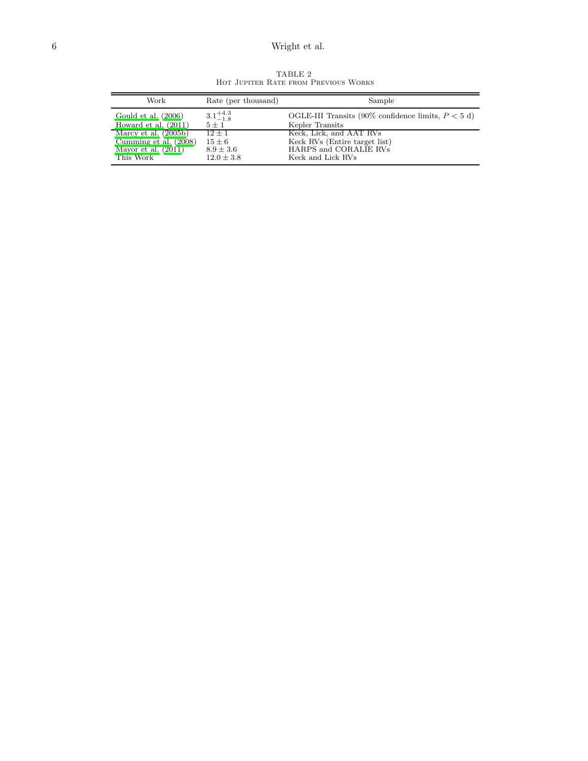TABLE 2
Hot Jupiter Rate from Previous Works

| Work | Rate (per thousand) | Sample |
| --- | --- | --- |
| Gould et al. (2006) | $3.1^{+4.3}_{-1.8}$ | OGLE-III Transits (90% confidence limits, $P < 5$ d) |
| Howard et al. (2011) | $5 \pm 1$ | Kepler Transits |
| Marcy et al. (2005b) | $12 \pm 1$ | Keck, Lick, and AAT RVs |
| Cumming et al. (2008) | $15 \pm 6$ | Keck RVs (Entire target list) |
| Mayor et al. (2011) | $8.9 \pm 3.6$ | HARPS and CORALIE RVs |
| This Work | $12.0 \pm 3.8$ | Keck and Lick RVs |